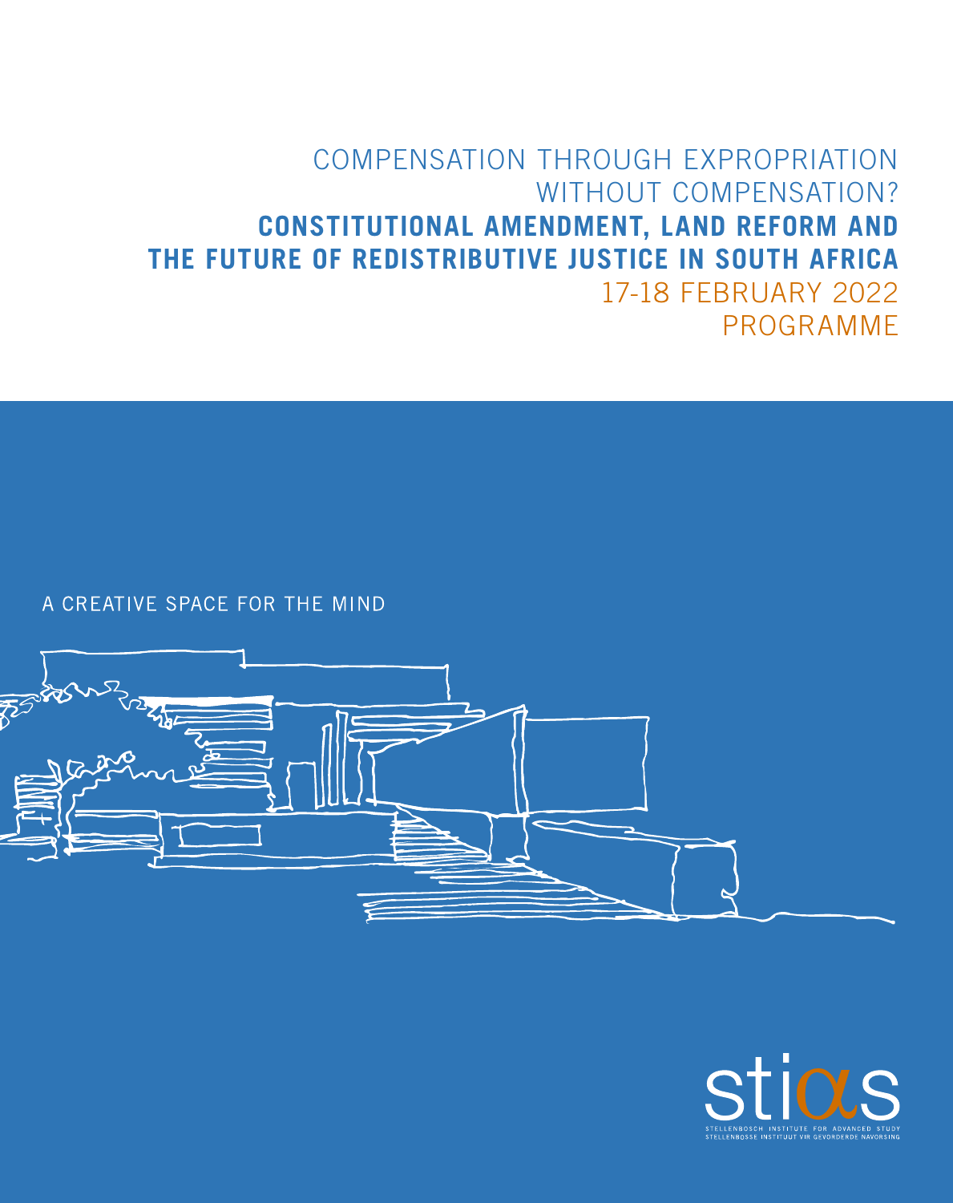# COMPENSATION THROUGH EXPROPRIATION WITHOUT COMPENSATION?

# **CONSTITUTIONAL AMENDMENT, LAND REFORM AND THE FUTURE OF REDISTRIBUTIVE JUSTICE IN SOUTH AFRICA**

17-18 FEBRUARY 2022

PROGRAMME

A CREATIVE SPACE FOR THE MIND

stias

STELLENBOSCH INSTITUTE FOR ADVANCED STUDY
STELLENBOSSE INSTITUUT VIR GEVORDERDE NAVORSING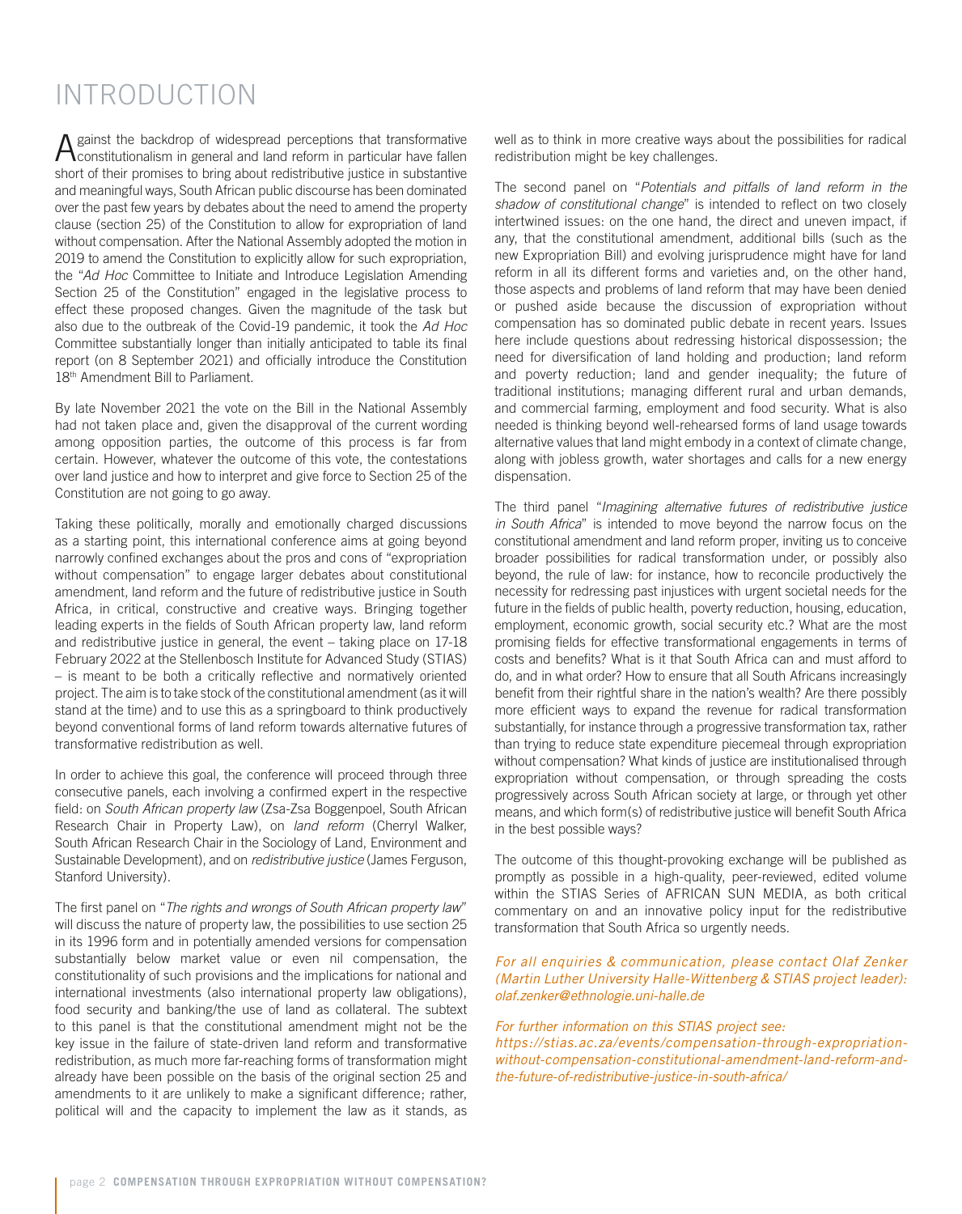# INTRODUCTION

Against the backdrop of widespread perceptions that transformative constitutionalism in general and land reform in particular have fallen short of their promises to bring about redistributive justice in substantive and meaningful ways, South African public discourse has been dominated over the past few years by debates about the need to amend the property clause (section 25) of the Constitution to allow for expropriation of land without compensation. After the National Assembly adopted the motion in 2019 to amend the Constitution to explicitly allow for such expropriation, the "*Ad Hoc* Committee to Initiate and Introduce Legislation Amending Section 25 of the Constitution" engaged in the legislative process to effect these proposed changes. Given the magnitude of the task but also due to the outbreak of the Covid-19 pandemic, it took the *Ad Hoc* Committee substantially longer than initially anticipated to table its final report (on 8 September 2021) and officially introduce the Constitution 18th Amendment Bill to Parliament.

By late November 2021 the vote on the Bill in the National Assembly had not taken place and, given the disapproval of the current wording among opposition parties, the outcome of this process is far from certain. However, whatever the outcome of this vote, the contestations over land justice and how to interpret and give force to Section 25 of the Constitution are not going to go away.

Taking these politically, morally and emotionally charged discussions as a starting point, this international conference aims at going beyond narrowly confined exchanges about the pros and cons of "expropriation without compensation" to engage larger debates about constitutional amendment, land reform and the future of redistributive justice in South Africa, in critical, constructive and creative ways. Bringing together leading experts in the fields of South African property law, land reform and redistributive justice in general, the event – taking place on 17-18 February 2022 at the Stellenbosch Institute for Advanced Study (STIAS) – is meant to be both a critically reflective and normatively oriented project. The aim is to take stock of the constitutional amendment (as it will stand at the time) and to use this as a springboard to think productively beyond conventional forms of land reform towards alternative futures of transformative redistribution as well.

In order to achieve this goal, the conference will proceed through three consecutive panels, each involving a confirmed expert in the respective field: on *South African property law* (Zsa-Zsa Boggenpoel, South African Research Chair in Property Law), on *land reform* (Cherryl Walker, South African Research Chair in the Sociology of Land, Environment and Sustainable Development), and on *redistributive justice* (James Ferguson, Stanford University).

The first panel on "*The rights and wrongs of South African property law*" will discuss the nature of property law, the possibilities to use section 25 in its 1996 form and in potentially amended versions for compensation substantially below market value or even nil compensation, the constitutionality of such provisions and the implications for national and international investments (also international property law obligations), food security and banking/the use of land as collateral. The subtext to this panel is that the constitutional amendment might not be the key issue in the failure of state-driven land reform and transformative redistribution, as much more far-reaching forms of transformation might already have been possible on the basis of the original section 25 and amendments to it are unlikely to make a significant difference; rather, political will and the capacity to implement the law as it stands, as well as to think in more creative ways about the possibilities for radical redistribution might be key challenges.

The second panel on "*Potentials and pitfalls of land reform in the shadow of constitutional change*" is intended to reflect on two closely intertwined issues: on the one hand, the direct and uneven impact, if any, that the constitutional amendment, additional bills (such as the new Expropriation Bill) and evolving jurisprudence might have for land reform in all its different forms and varieties and, on the other hand, those aspects and problems of land reform that may have been denied or pushed aside because the discussion of expropriation without compensation has so dominated public debate in recent years. Issues here include questions about redressing historical dispossession; the need for diversification of land holding and production; land reform and poverty reduction; land and gender inequality; the future of traditional institutions; managing different rural and urban demands, and commercial farming, employment and food security. What is also needed is thinking beyond well-rehearsed forms of land usage towards alternative values that land might embody in a context of climate change, along with jobless growth, water shortages and calls for a new energy dispensation.

The third panel "*Imagining alternative futures of redistributive justice in South Africa*" is intended to move beyond the narrow focus on the constitutional amendment and land reform proper, inviting us to conceive broader possibilities for radical transformation under, or possibly also beyond, the rule of law: for instance, how to reconcile productively the necessity for redressing past injustices with urgent societal needs for the future in the fields of public health, poverty reduction, housing, education, employment, economic growth, social security etc.? What are the most promising fields for effective transformational engagements in terms of costs and benefits? What is it that South Africa can and must afford to do, and in what order? How to ensure that all South Africans increasingly benefit from their rightful share in the nation's wealth? Are there possibly more efficient ways to expand the revenue for radical transformation substantially, for instance through a progressive transformation tax, rather than trying to reduce state expenditure piecemeal through expropriation without compensation? What kinds of justice are institutionalised through expropriation without compensation, or through spreading the costs progressively across South African society at large, or through yet other means, and which form(s) of redistributive justice will benefit South Africa in the best possible ways?

The outcome of this thought-provoking exchange will be published as promptly as possible in a high-quality, peer-reviewed, edited volume within the STIAS Series of AFRICAN SUN MEDIA, as both critical commentary on and an innovative policy input for the redistributive transformation that South Africa so urgently needs.

*For all enquiries & communication, please contact Olaf Zenker (Martin Luther University Halle-Wittenberg & STIAS project leader): olaf.zenker@ethnologie.uni-halle.de*

*For further information on this STIAS project see: https://stias.ac.za/events/compensation-through-expropriation-without-compensation-constitutional-amendment-land-reform-and-the-future-of-redistributive-justice-in-south-africa/*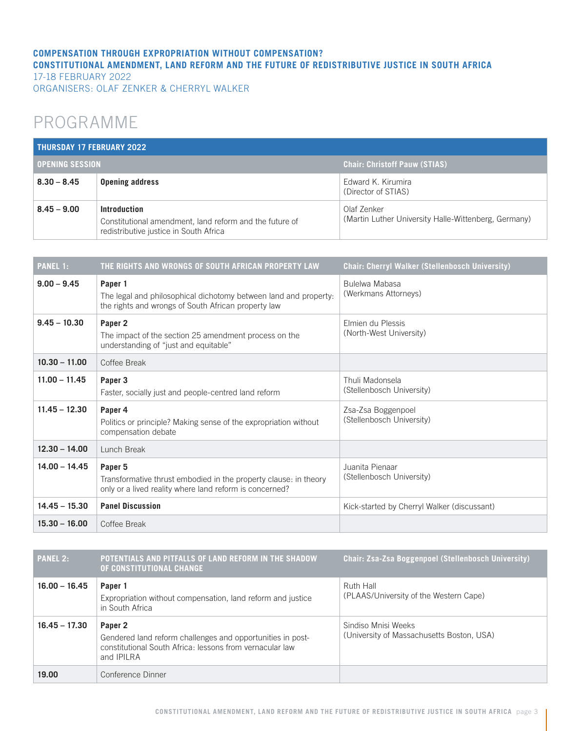**COMPENSATION THROUGH EXPROPRIATION WITHOUT COMPENSATION?**
**CONSTITUTIONAL AMENDMENT, LAND REFORM AND THE FUTURE OF REDISTRIBUTIVE JUSTICE IN SOUTH AFRICA**
17-18 FEBRUARY 2022
ORGANISERS: OLAF ZENKER & CHERRYL WALKER

# PROGRAMME

| **THURSDAY 17 FEBRUARY 2022** | | |
|---|---|---|
| **OPENING SESSION** | | **Chair: Christoff Pauw (STIAS)** |
| **8.30 – 8.45** | **Opening address** | Edward K. Kirumira (Director of STIAS) |
| **8.45 – 9.00** | **Introduction** Constitutional amendment, land reform and the future of redistributive justice in South Africa | Olaf Zenker (Martin Luther University Halle-Wittenberg, Germany) |

| **PANEL 1:** | **THE RIGHTS AND WRONGS OF SOUTH AFRICAN PROPERTY LAW** | **Chair: Cherryl Walker (Stellenbosch University)** |
|---|---|---|
| **9.00 – 9.45** | **Paper 1** The legal and philosophical dichotomy between land and property: the rights and wrongs of South African property law | Bulelwa Mabasa (Werkmans Attorneys) |
| **9.45 – 10.30** | **Paper 2** The impact of the section 25 amendment process on the understanding of "just and equitable" | Elmien du Plessis (North-West University) |
| **10.30 – 11.00** | Coffee Break | |
| **11.00 – 11.45** | **Paper 3** Faster, socially just and people-centred land reform | Thuli Madonsela (Stellenbosch University) |
| **11.45 – 12.30** | **Paper 4** Politics or principle? Making sense of the expropriation without compensation debate | Zsa-Zsa Boggenpoel (Stellenbosch University) |
| **12.30 – 14.00** | Lunch Break | |
| **14.00 – 14.45** | **Paper 5** Transformative thrust embodied in the property clause: in theory only or a lived reality where land reform is concerned? | Juanita Pienaar (Stellenbosch University) |
| **14.45 – 15.30** | **Panel Discussion** | Kick-started by Cherryl Walker (discussant) |
| **15.30 – 16.00** | Coffee Break | |

| **PANEL 2:** | **POTENTIALS AND PITFALLS OF LAND REFORM IN THE SHADOW OF CONSTITUTIONAL CHANGE** | **Chair: Zsa-Zsa Boggenpoel (Stellenbosch University)** |
|---|---|---|
| **16.00 – 16.45** | **Paper 1** Expropriation without compensation, land reform and justice in South Africa | Ruth Hall (PLAAS/University of the Western Cape) |
| **16.45 – 17.30** | **Paper 2** Gendered land reform challenges and opportunities in post-constitutional South Africa: lessons from vernacular law and IPILRA | Sindiso Mnisi Weeks (University of Massachusetts Boston, USA) |
| **19.00** | Conference Dinner | |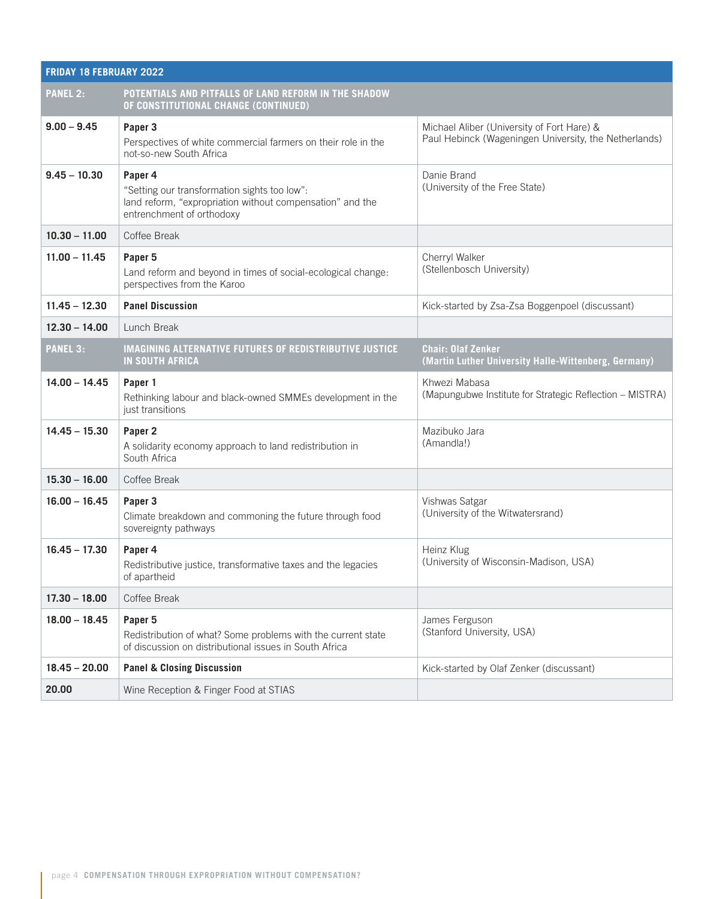| FRIDAY 18 FEBRUARY 2022 | | |
|---|---|---|
| **PANEL 2:** | **POTENTIALS AND PITFALLS OF LAND REFORM IN THE SHADOW OF CONSTITUTIONAL CHANGE (CONTINUED)** | |
| **9.00 – 9.45** | **Paper 3**<br>Perspectives of white commercial farmers on their role in the not-so-new South Africa | Michael Aliber (University of Fort Hare) & Paul Hebinck (Wageningen University, the Netherlands) |
| **9.45 – 10.30** | **Paper 4**<br>“Setting our transformation sights too low”: land reform, “expropriation without compensation” and the entrenchment of orthodoxy | Danie Brand (University of the Free State) |
| **10.30 – 11.00** | Coffee Break | |
| **11.00 – 11.45** | **Paper 5**<br>Land reform and beyond in times of social-ecological change: perspectives from the Karoo | Cherryl Walker (Stellenbosch University) |
| **11.45 – 12.30** | **Panel Discussion** | Kick-started by Zsa-Zsa Boggenpoel (discussant) |
| **12.30 – 14.00** | Lunch Break | |
| **PANEL 3:** | **IMAGINING ALTERNATIVE FUTURES OF REDISTRIBUTIVE JUSTICE IN SOUTH AFRICA** | **Chair: Olaf Zenker (Martin Luther University Halle-Wittenberg, Germany)** |
| **14.00 – 14.45** | **Paper 1**<br>Rethinking labour and black-owned SMMEs development in the just transitions | Khwezi Mabasa (Mapungubwe Institute for Strategic Reflection – MISTRA) |
| **14.45 – 15.30** | **Paper 2**<br>A solidarity economy approach to land redistribution in South Africa | Mazibuko Jara (Amandla!) |
| **15.30 – 16.00** | Coffee Break | |
| **16.00 – 16.45** | **Paper 3**<br>Climate breakdown and commoning the future through food sovereignty pathways | Vishwas Satgar (University of the Witwatersrand) |
| **16.45 – 17.30** | **Paper 4**<br>Redistributive justice, transformative taxes and the legacies of apartheid | Heinz Klug (University of Wisconsin-Madison, USA) |
| **17.30 – 18.00** | Coffee Break | |
| **18.00 – 18.45** | **Paper 5**<br>Redistribution of what? Some problems with the current state of discussion on distributional issues in South Africa | James Ferguson (Stanford University, USA) |
| **18.45 – 20.00** | **Panel & Closing Discussion** | Kick-started by Olaf Zenker (discussant) |
| **20.00** | Wine Reception & Finger Food at STIAS | |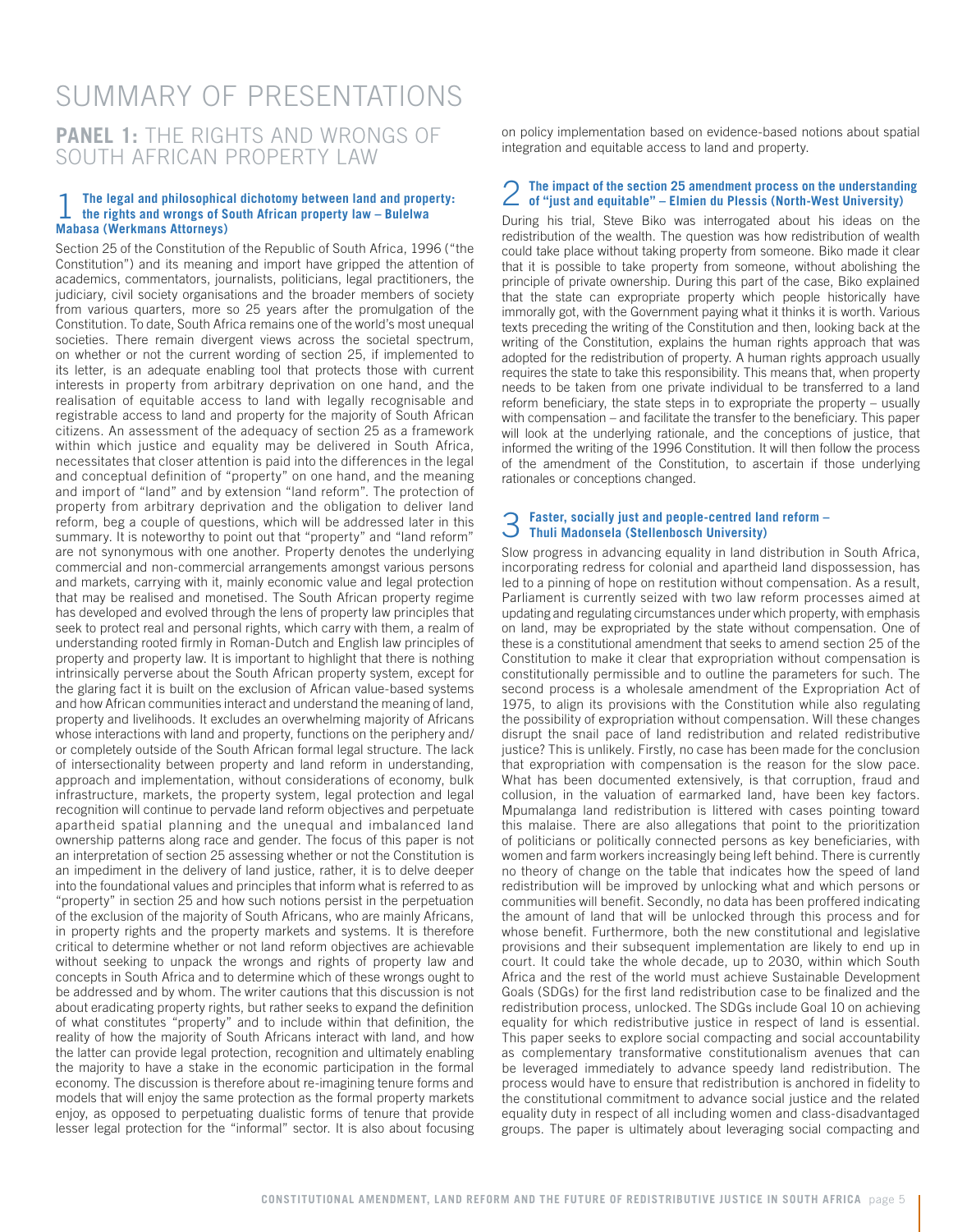# SUMMARY OF PRESENTATIONS

## PANEL 1: THE RIGHTS AND WRONGS OF SOUTH AFRICAN PROPERTY LAW

### 1 The legal and philosophical dichotomy between land and property: the rights and wrongs of South African property law – Bulelwa Mabasa (Werkmans Attorneys)

Section 25 of the Constitution of the Republic of South Africa, 1996 ("the Constitution") and its meaning and import have gripped the attention of academics, commentators, journalists, politicians, legal practitioners, the judiciary, civil society organisations and the broader members of society from various quarters, more so 25 years after the promulgation of the Constitution. To date, South Africa remains one of the world's most unequal societies. There remain divergent views across the societal spectrum, on whether or not the current wording of section 25, if implemented to its letter, is an adequate enabling tool that protects those with current interests in property from arbitrary deprivation on one hand, and the realisation of equitable access to land with legally recognisable and registrable access to land and property for the majority of South African citizens. An assessment of the adequacy of section 25 as a framework within which justice and equality may be delivered in South Africa, necessitates that closer attention is paid into the differences in the legal and conceptual definition of "property" on one hand, and the meaning and import of "land" and by extension "land reform". The protection of property from arbitrary deprivation and the obligation to deliver land reform, beg a couple of questions, which will be addressed later in this summary. It is noteworthy to point out that "property" and "land reform" are not synonymous with one another. Property denotes the underlying commercial and non-commercial arrangements amongst various persons and markets, carrying with it, mainly economic value and legal protection that may be realised and monetised. The South African property regime has developed and evolved through the lens of property law principles that seek to protect real and personal rights, which carry with them, a realm of understanding rooted firmly in Roman-Dutch and English law principles of property and property law. It is important to highlight that there is nothing intrinsically perverse about the South African property system, except for the glaring fact it is built on the exclusion of African value-based systems and how African communities interact and understand the meaning of land, property and livelihoods. It excludes an overwhelming majority of Africans whose interactions with land and property, functions on the periphery and/or completely outside of the South African formal legal structure. The lack of intersectionality between property and land reform in understanding, approach and implementation, without considerations of economy, bulk infrastructure, markets, the property system, legal protection and legal recognition will continue to pervade land reform objectives and perpetuate apartheid spatial planning and the unequal and imbalanced land ownership patterns along race and gender. The focus of this paper is not an interpretation of section 25 assessing whether or not the Constitution is an impediment in the delivery of land justice, rather, it is to delve deeper into the foundational values and principles that inform what is referred to as "property" in section 25 and how such notions persist in the perpetuation of the exclusion of the majority of South Africans, who are mainly Africans, in property rights and the property markets and systems. It is therefore critical to determine whether or not land reform objectives are achievable without seeking to unpack the wrongs and rights of property law and concepts in South Africa and to determine which of these wrongs ought to be addressed and by whom. The writer cautions that this discussion is not about eradicating property rights, but rather seeks to expand the definition of what constitutes "property" and to include within that definition, the reality of how the majority of South Africans interact with land, and how the latter can provide legal protection, recognition and ultimately enabling the majority to have a stake in the economic participation in the formal economy. The discussion is therefore about re-imagining tenure forms and models that will enjoy the same protection as the formal property markets enjoy, as opposed to perpetuating dualistic forms of tenure that provide lesser legal protection for the "informal" sector. It is also about focusing on policy implementation based on evidence-based notions about spatial integration and equitable access to land and property.

### 2 The impact of the section 25 amendment process on the understanding of "just and equitable" – Elmien du Plessis (North-West University)

During his trial, Steve Biko was interrogated about his ideas on the redistribution of the wealth. The question was how redistribution of wealth could take place without taking property from someone. Biko made it clear that it is possible to take property from someone, without abolishing the principle of private ownership. During this part of the case, Biko explained that the state can expropriate property which people historically have immorally got, with the Government paying what it thinks it is worth. Various texts preceding the writing of the Constitution and then, looking back at the writing of the Constitution, explains the human rights approach that was adopted for the redistribution of property. A human rights approach usually requires the state to take this responsibility. This means that, when property needs to be taken from one private individual to be transferred to a land reform beneficiary, the state steps in to expropriate the property – usually with compensation – and facilitate the transfer to the beneficiary. This paper will look at the underlying rationale, and the conceptions of justice, that informed the writing of the 1996 Constitution. It will then follow the process of the amendment of the Constitution, to ascertain if those underlying rationales or conceptions changed.

### 3 Faster, socially just and people-centred land reform – Thuli Madonsela (Stellenbosch University)

Slow progress in advancing equality in land distribution in South Africa, incorporating redress for colonial and apartheid land dispossession, has led to a pinning of hope on restitution without compensation. As a result, Parliament is currently seized with two law reform processes aimed at updating and regulating circumstances under which property, with emphasis on land, may be expropriated by the state without compensation. One of these is a constitutional amendment that seeks to amend section 25 of the Constitution to make it clear that expropriation without compensation is constitutionally permissible and to outline the parameters for such. The second process is a wholesale amendment of the Expropriation Act of 1975, to align its provisions with the Constitution while also regulating the possibility of expropriation without compensation. Will these changes disrupt the snail pace of land redistribution and related redistributive justice? This is unlikely. Firstly, no case has been made for the conclusion that expropriation with compensation is the reason for the slow pace. What has been documented extensively, is that corruption, fraud and collusion, in the valuation of earmarked land, have been key factors. Mpumalanga land redistribution is littered with cases pointing toward this malaise. There are also allegations that point to the prioritization of politicians or politically connected persons as key beneficiaries, with women and farm workers increasingly being left behind. There is currently no theory of change on the table that indicates how the speed of land redistribution will be improved by unlocking what and which persons or communities will benefit. Secondly, no data has been proffered indicating the amount of land that will be unlocked through this process and for whose benefit. Furthermore, both the new constitutional and legislative provisions and their subsequent implementation are likely to end up in court. It could take the whole decade, up to 2030, within which South Africa and the rest of the world must achieve Sustainable Development Goals (SDGs) for the first land redistribution case to be finalized and the redistribution process, unlocked. The SDGs include Goal 10 on achieving equality for which redistributive justice in respect of land is essential. This paper seeks to explore social compacting and social accountability as complementary transformative constitutionalism avenues that can be leveraged immediately to advance speedy land redistribution. The process would have to ensure that redistribution is anchored in fidelity to the constitutional commitment to advance social justice and the related equality duty in respect of all including women and class-disadvantaged groups. The paper is ultimately about leveraging social compacting and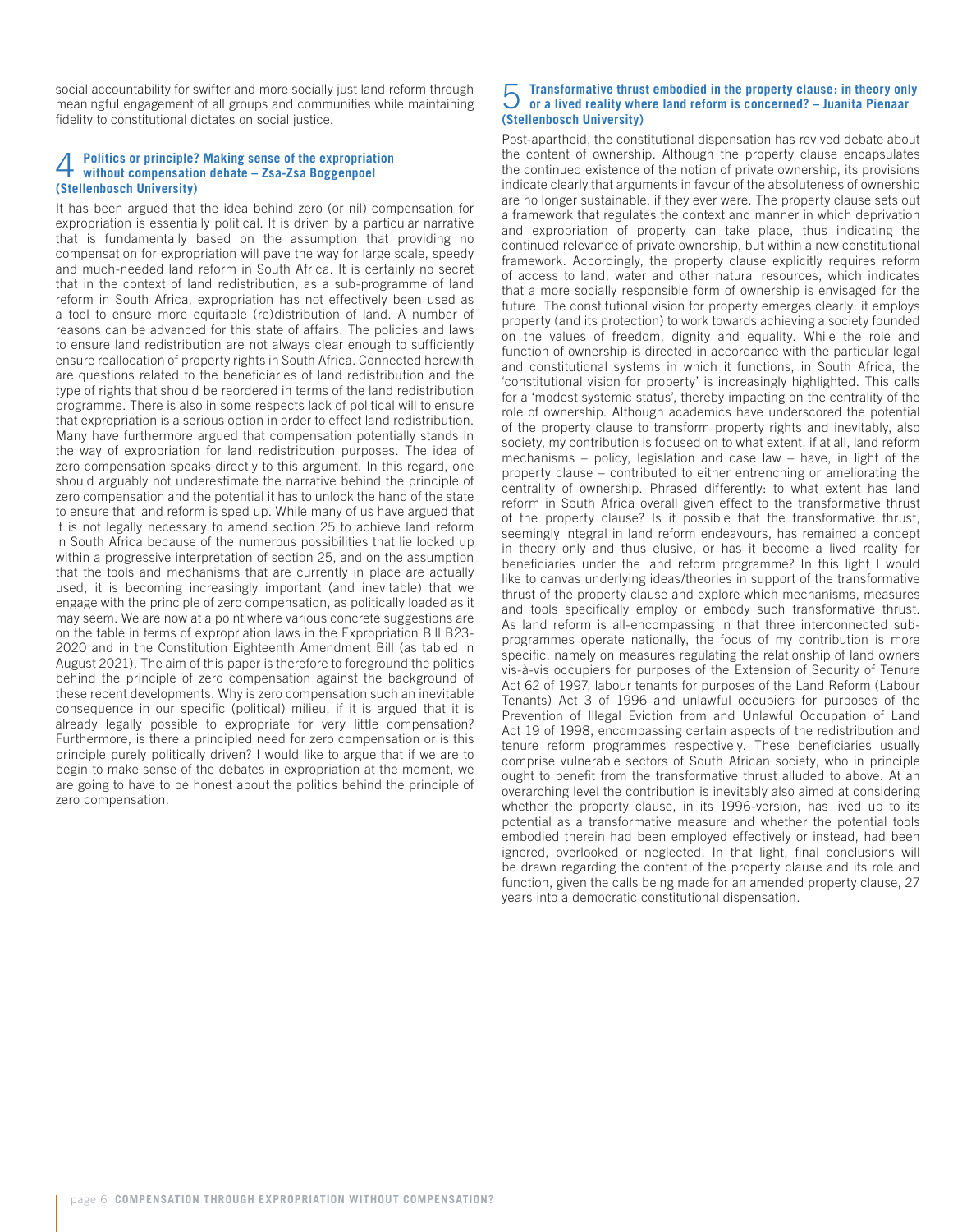social accountability for swifter and more socially just land reform through meaningful engagement of all groups and communities while maintaining fidelity to constitutional dictates on social justice.

## 4 Politics or principle? Making sense of the expropriation without compensation debate – Zsa-Zsa Boggenpoel (Stellenbosch University)

It has been argued that the idea behind zero (or nil) compensation for expropriation is essentially political. It is driven by a particular narrative that is fundamentally based on the assumption that providing no compensation for expropriation will pave the way for large scale, speedy and much-needed land reform in South Africa. It is certainly no secret that in the context of land redistribution, as a sub-programme of land reform in South Africa, expropriation has not effectively been used as a tool to ensure more equitable (re)distribution of land. A number of reasons can be advanced for this state of affairs. The policies and laws to ensure land redistribution are not always clear enough to sufficiently ensure reallocation of property rights in South Africa. Connected herewith are questions related to the beneficiaries of land redistribution and the type of rights that should be reordered in terms of the land redistribution programme. There is also in some respects lack of political will to ensure that expropriation is a serious option in order to effect land redistribution. Many have furthermore argued that compensation potentially stands in the way of expropriation for land redistribution purposes. The idea of zero compensation speaks directly to this argument. In this regard, one should arguably not underestimate the narrative behind the principle of zero compensation and the potential it has to unlock the hand of the state to ensure that land reform is sped up. While many of us have argued that it is not legally necessary to amend section 25 to achieve land reform in South Africa because of the numerous possibilities that lie locked up within a progressive interpretation of section 25, and on the assumption that the tools and mechanisms that are currently in place are actually used, it is becoming increasingly important (and inevitable) that we engage with the principle of zero compensation, as politically loaded as it may seem. We are now at a point where various concrete suggestions are on the table in terms of expropriation laws in the Expropriation Bill B23-2020 and in the Constitution Eighteenth Amendment Bill (as tabled in August 2021). The aim of this paper is therefore to foreground the politics behind the principle of zero compensation against the background of these recent developments. Why is zero compensation such an inevitable consequence in our specific (political) milieu, if it is argued that it is already legally possible to expropriate for very little compensation? Furthermore, is there a principled need for zero compensation or is this principle purely politically driven? I would like to argue that if we are to begin to make sense of the debates in expropriation at the moment, we are going to have to be honest about the politics behind the principle of zero compensation.

## 5 Transformative thrust embodied in the property clause: in theory only or a lived reality where land reform is concerned? – Juanita Pienaar (Stellenbosch University)

Post-apartheid, the constitutional dispensation has revived debate about the content of ownership. Although the property clause encapsulates the continued existence of the notion of private ownership, its provisions indicate clearly that arguments in favour of the absoluteness of ownership are no longer sustainable, if they ever were. The property clause sets out a framework that regulates the context and manner in which deprivation and expropriation of property can take place, thus indicating the continued relevance of private ownership, but within a new constitutional framework. Accordingly, the property clause explicitly requires reform of access to land, water and other natural resources, which indicates that a more socially responsible form of ownership is envisaged for the future. The constitutional vision for property emerges clearly: it employs property (and its protection) to work towards achieving a society founded on the values of freedom, dignity and equality. While the role and function of ownership is directed in accordance with the particular legal and constitutional systems in which it functions, in South Africa, the 'constitutional vision for property' is increasingly highlighted. This calls for a 'modest systemic status', thereby impacting on the centrality of the role of ownership. Although academics have underscored the potential of the property clause to transform property rights and inevitably, also society, my contribution is focused on to what extent, if at all, land reform mechanisms – policy, legislation and case law – have, in light of the property clause – contributed to either entrenching or ameliorating the centrality of ownership. Phrased differently: to what extent has land reform in South Africa overall given effect to the transformative thrust of the property clause? Is it possible that the transformative thrust, seemingly integral in land reform endeavours, has remained a concept in theory only and thus elusive, or has it become a lived reality for beneficiaries under the land reform programme? In this light I would like to canvas underlying ideas/theories in support of the transformative thrust of the property clause and explore which mechanisms, measures and tools specifically employ or embody such transformative thrust. As land reform is all-encompassing in that three interconnected sub-programmes operate nationally, the focus of my contribution is more specific, namely on measures regulating the relationship of land owners vis-à-vis occupiers for purposes of the Extension of Security of Tenure Act 62 of 1997, labour tenants for purposes of the Land Reform (Labour Tenants) Act 3 of 1996 and unlawful occupiers for purposes of the Prevention of Illegal Eviction from and Unlawful Occupation of Land Act 19 of 1998, encompassing certain aspects of the redistribution and tenure reform programmes respectively. These beneficiaries usually comprise vulnerable sectors of South African society, who in principle ought to benefit from the transformative thrust alluded to above. At an overarching level the contribution is inevitably also aimed at considering whether the property clause, in its 1996-version, has lived up to its potential as a transformative measure and whether the potential tools embodied therein had been employed effectively or instead, had been ignored, overlooked or neglected. In that light, final conclusions will be drawn regarding the content of the property clause and its role and function, given the calls being made for an amended property clause, 27 years into a democratic constitutional dispensation.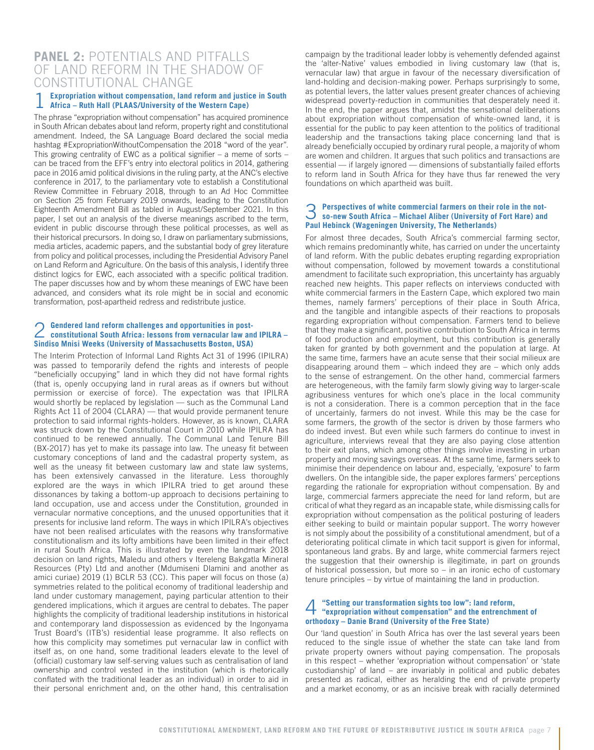## PANEL 2: POTENTIALS AND PITFALLS OF LAND REFORM IN THE SHADOW OF CONSTITUTIONAL CHANGE

### 1 Expropriation without compensation, land reform and justice in South Africa – Ruth Hall (PLAAS/University of the Western Cape)

The phrase "expropriation without compensation" has acquired prominence in South African debates about land reform, property right and constitutional amendment. Indeed, the SA Language Board declared the social media hashtag #ExpropriationWithoutCompensation the 2018 "word of the year". This growing centrality of EWC as a political signifier – a meme of sorts – can be traced from the EFF's entry into electoral politics in 2014, gathering pace in 2016 amid political divisions in the ruling party, at the ANC's elective conference in 2017, to the parliamentary vote to establish a Constitutional Review Committee in February 2018, through to an Ad Hoc Committee on Section 25 from February 2019 onwards, leading to the Constitution Eighteenth Amendment Bill as tabled in August/September 2021. In this paper, I set out an analysis of the diverse meanings ascribed to the term, evident in public discourse through these political processes, as well as their historical precursors. In doing so, I draw on parliamentary submissions, media articles, academic papers, and the substantial body of grey literature from policy and political processes, including the Presidential Advisory Panel on Land Reform and Agriculture. On the basis of this analysis, I identify three distinct logics for EWC, each associated with a specific political tradition. The paper discusses how and by whom these meanings of EWC have been advanced, and considers what its role might be in social and economic transformation, post-apartheid redress and redistribute justice.

### 2 Gendered land reform challenges and opportunities in post-constitutional South Africa: lessons from vernacular law and IPILRA – Sindiso Mnisi Weeks (University of Massachusetts Boston, USA)

The Interim Protection of Informal Land Rights Act 31 of 1996 (IPILRA) was passed to temporarily defend the rights and interests of people "beneficially occupying" land in which they did not have formal rights (that is, openly occupying land in rural areas as if owners but without permission or exercise of force). The expectation was that IPILRA would shortly be replaced by legislation — such as the Communal Land Rights Act 11 of 2004 (CLARA) — that would provide permanent tenure protection to said informal rights-holders. However, as is known, CLARA was struck down by the Constitutional Court in 2010 while IPILRA has continued to be renewed annually. The Communal Land Tenure Bill (BX-2017) has yet to make its passage into law. The uneasy fit between customary conceptions of land and the cadastral property system, as well as the uneasy fit between customary law and state law systems, has been extensively canvassed in the literature. Less thoroughly explored are the ways in which IPILRA tried to get around these dissonances by taking a bottom-up approach to decisions pertaining to land occupation, use and access under the Constitution, grounded in vernacular normative conceptions, and the unused opportunities that it presents for inclusive land reform. The ways in which IPILRA's objectives have not been realised articulates with the reasons why transformative constitutionalism and its lofty ambitions have been limited in their effect in rural South Africa. This is illustrated by even the landmark 2018 decision on land rights, Maledu and others v Itereleng Bakgatla Mineral Resources (Pty) Ltd and another (Mdumiseni Dlamini and another as amici curiae) 2019 (1) BCLR 53 (CC). This paper will focus on those (a) symmetries related to the political economy of traditional leadership and land under customary management, paying particular attention to their gendered implications, which it argues are central to debates. The paper highlights the complicity of traditional leadership institutions in historical and contemporary land dispossession as evidenced by the Ingonyama Trust Board's (ITB's) residential lease programme. It also reflects on how this complicity may sometimes put vernacular law in conflict with itself as, on one hand, some traditional leaders elevate to the level of (official) customary law self-serving values such as centralisation of land ownership and control vested in the institution (which is rhetorically conflated with the traditional leader as an individual) in order to aid in their personal enrichment and, on the other hand, this centralisation campaign by the traditional leader lobby is vehemently defended against the 'alter-Native' values embodied in living customary law (that is, vernacular law) that argue in favour of the necessary diversification of land-holding and decision-making power. Perhaps surprisingly to some, as potential levers, the latter values present greater chances of achieving widespread poverty-reduction in communities that desperately need it. In the end, the paper argues that, amidst the sensational deliberations about expropriation without compensation of white-owned land, it is essential for the public to pay keen attention to the politics of traditional leadership and the transactions taking place concerning land that is already beneficially occupied by ordinary rural people, a majority of whom are women and children. It argues that such politics and transactions are essential — if largely ignored — dimensions of substantially failed efforts to reform land in South Africa for they have thus far renewed the very foundations on which apartheid was built.

### 3 Perspectives of white commercial farmers on their role in the not-so-new South Africa – Michael Aliber (University of Fort Hare) and Paul Hebinck (Wageningen University, The Netherlands)

For almost three decades, South Africa's commercial farming sector, which remains predominantly white, has carried on under the uncertainty of land reform. With the public debates erupting regarding expropriation without compensation, followed by movement towards a constitutional amendment to facilitate such expropriation, this uncertainty has arguably reached new heights. This paper reflects on interviews conducted with white commercial farmers in the Eastern Cape, which explored two main themes, namely farmers' perceptions of their place in South Africa, and the tangible and intangible aspects of their reactions to proposals regarding expropriation without compensation. Farmers tend to believe that they make a significant, positive contribution to South Africa in terms of food production and employment, but this contribution is generally taken for granted by both government and the population at large. At the same time, farmers have an acute sense that their social milieux are disappearing around them – which indeed they are – which only adds to the sense of estrangement. On the other hand, commercial farmers are heterogeneous, with the family farm slowly giving way to larger-scale agribusiness ventures for which one's place in the local community is not a consideration. There is a common perception that in the face of uncertainly, farmers do not invest. While this may be the case for some farmers, the growth of the sector is driven by those farmers who do indeed invest. But even while such farmers do continue to invest in agriculture, interviews reveal that they are also paying close attention to their exit plans, which among other things involve investing in urban property and moving savings overseas. At the same time, farmers seek to minimise their dependence on labour and, especially, 'exposure' to farm dwellers. On the intangible side, the paper explores farmers' perceptions regarding the rationale for expropriation without compensation. By and large, commercial farmers appreciate the need for land reform, but are critical of what they regard as an incapable state, while dismissing calls for expropriation without compensation as the political posturing of leaders either seeking to build or maintain popular support. The worry however is not simply about the possibility of a constitutional amendment, but of a deteriorating political climate in which tacit support is given for informal, spontaneous land grabs. By and large, white commercial farmers reject the suggestion that their ownership is illegitimate, in part on grounds of historical possession, but more so – in an ironic echo of customary tenure principles – by virtue of maintaining the land in production.

### 4 "Setting our transformation sights too low": land reform, "expropriation without compensation" and the entrenchment of orthodoxy – Danie Brand (University of the Free State)

Our 'land question' in South Africa has over the last several years been reduced to the single issue of whether the state can take land from private property owners without paying compensation. The proposals in this respect – whether 'expropriation without compensation' or 'state custodianship' of land – are invariably in political and public debates presented as radical, either as heralding the end of private property and a market economy, or as an incisive break with racially determined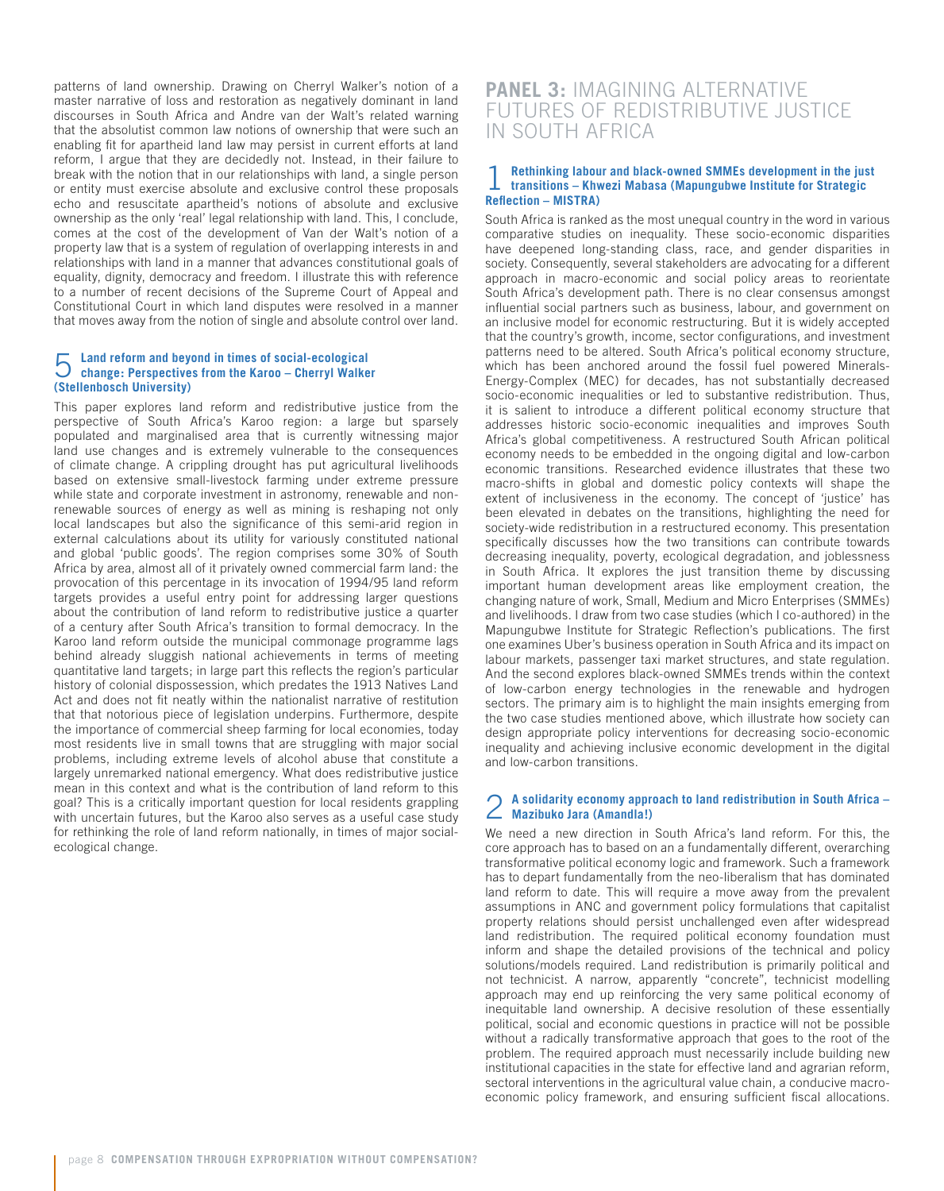patterns of land ownership. Drawing on Cherryl Walker's notion of a master narrative of loss and restoration as negatively dominant in land discourses in South Africa and Andre van der Walt's related warning that the absolutist common law notions of ownership that were such an enabling fit for apartheid land law may persist in current efforts at land reform, I argue that they are decidedly not. Instead, in their failure to break with the notion that in our relationships with land, a single person or entity must exercise absolute and exclusive control these proposals echo and resuscitate apartheid's notions of absolute and exclusive ownership as the only 'real' legal relationship with land. This, I conclude, comes at the cost of the development of Van der Walt's notion of a property law that is a system of regulation of overlapping interests in and relationships with land in a manner that advances constitutional goals of equality, dignity, democracy and freedom. I illustrate this with reference to a number of recent decisions of the Supreme Court of Appeal and Constitutional Court in which land disputes were resolved in a manner that moves away from the notion of single and absolute control over land.

### 5 Land reform and beyond in times of social-ecological change: Perspectives from the Karoo – Cherryl Walker (Stellenbosch University)

This paper explores land reform and redistributive justice from the perspective of South Africa's Karoo region: a large but sparsely populated and marginalised area that is currently witnessing major land use changes and is extremely vulnerable to the consequences of climate change. A crippling drought has put agricultural livelihoods based on extensive small-livestock farming under extreme pressure while state and corporate investment in astronomy, renewable and non-renewable sources of energy as well as mining is reshaping not only local landscapes but also the significance of this semi-arid region in external calculations about its utility for variously constituted national and global 'public goods'. The region comprises some 30% of South Africa by area, almost all of it privately owned commercial farm land: the provocation of this percentage in its invocation of 1994/95 land reform targets provides a useful entry point for addressing larger questions about the contribution of land reform to redistributive justice a quarter of a century after South Africa's transition to formal democracy. In the Karoo land reform outside the municipal commonage programme lags behind already sluggish national achievements in terms of meeting quantitative land targets; in large part this reflects the region's particular history of colonial dispossession, which predates the 1913 Natives Land Act and does not fit neatly within the nationalist narrative of restitution that that notorious piece of legislation underpins. Furthermore, despite the importance of commercial sheep farming for local economies, today most residents live in small towns that are struggling with major social problems, including extreme levels of alcohol abuse that constitute a largely unremarked national emergency. What does redistributive justice mean in this context and what is the contribution of land reform to this goal? This is a critically important question for local residents grappling with uncertain futures, but the Karoo also serves as a useful case study for rethinking the role of land reform nationally, in times of major social-ecological change.

## PANEL 3: IMAGINING ALTERNATIVE FUTURES OF REDISTRIBUTIVE JUSTICE IN SOUTH AFRICA

### 1 Rethinking labour and black-owned SMMEs development in the just transitions – Khwezi Mabasa (Mapungubwe Institute for Strategic Reflection – MISTRA)

South Africa is ranked as the most unequal country in the word in various comparative studies on inequality. These socio-economic disparities have deepened long-standing class, race, and gender disparities in society. Consequently, several stakeholders are advocating for a different approach in macro-economic and social policy areas to reorientate South Africa's development path. There is no clear consensus amongst influential social partners such as business, labour, and government on an inclusive model for economic restructuring. But it is widely accepted that the country's growth, income, sector configurations, and investment patterns need to be altered. South Africa's political economy structure, which has been anchored around the fossil fuel powered Minerals-Energy-Complex (MEC) for decades, has not substantially decreased socio-economic inequalities or led to substantive redistribution. Thus, it is salient to introduce a different political economy structure that addresses historic socio-economic inequalities and improves South Africa's global competitiveness. A restructured South African political economy needs to be embedded in the ongoing digital and low-carbon economic transitions. Researched evidence illustrates that these two macro-shifts in global and domestic policy contexts will shape the extent of inclusiveness in the economy. The concept of 'justice' has been elevated in debates on the transitions, highlighting the need for society-wide redistribution in a restructured economy. This presentation specifically discusses how the two transitions can contribute towards decreasing inequality, poverty, ecological degradation, and joblessness in South Africa. It explores the just transition theme by discussing important human development areas like employment creation, the changing nature of work, Small, Medium and Micro Enterprises (SMMEs) and livelihoods. I draw from two case studies (which I co-authored) in the Mapungubwe Institute for Strategic Reflection's publications. The first one examines Uber's business operation in South Africa and its impact on labour markets, passenger taxi market structures, and state regulation. And the second explores black-owned SMMEs trends within the context of low-carbon energy technologies in the renewable and hydrogen sectors. The primary aim is to highlight the main insights emerging from the two case studies mentioned above, which illustrate how society can design appropriate policy interventions for decreasing socio-economic inequality and achieving inclusive economic development in the digital and low-carbon transitions.

### 2 A solidarity economy approach to land redistribution in South Africa – Mazibuko Jara (Amandla!)

We need a new direction in South Africa's land reform. For this, the core approach has to based on an a fundamentally different, overarching transformative political economy logic and framework. Such a framework has to depart fundamentally from the neo-liberalism that has dominated land reform to date. This will require a move away from the prevalent assumptions in ANC and government policy formulations that capitalist property relations should persist unchallenged even after widespread land redistribution. The required political economy foundation must inform and shape the detailed provisions of the technical and policy solutions/models required. Land redistribution is primarily political and not technicist. A narrow, apparently "concrete", technicist modelling approach may end up reinforcing the very same political economy of inequitable land ownership. A decisive resolution of these essentially political, social and economic questions in practice will not be possible without a radically transformative approach that goes to the root of the problem. The required approach must necessarily include building new institutional capacities in the state for effective land and agrarian reform, sectoral interventions in the agricultural value chain, a conducive macro-economic policy framework, and ensuring sufficient fiscal allocations.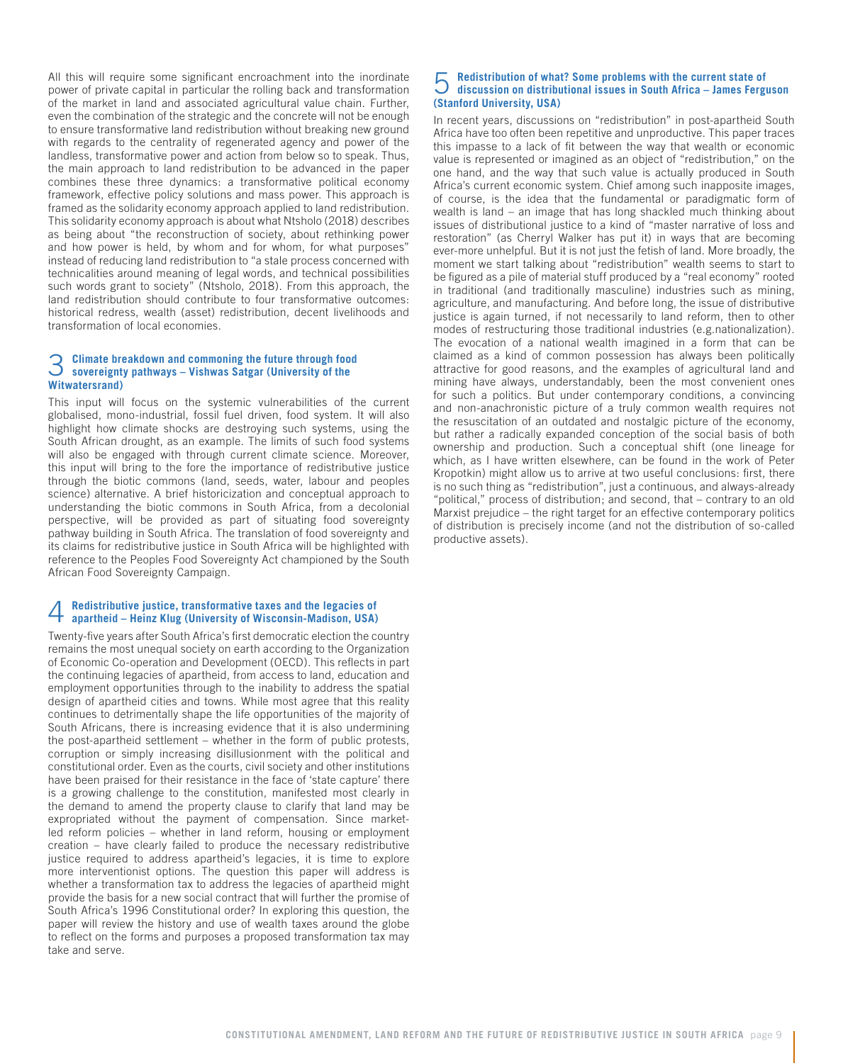All this will require some significant encroachment into the inordinate power of private capital in particular the rolling back and transformation of the market in land and associated agricultural value chain. Further, even the combination of the strategic and the concrete will not be enough to ensure transformative land redistribution without breaking new ground with regards to the centrality of regenerated agency and power of the landless, transformative power and action from below so to speak. Thus, the main approach to land redistribution to be advanced in the paper combines these three dynamics: a transformative political economy framework, effective policy solutions and mass power. This approach is framed as the solidarity economy approach applied to land redistribution. This solidarity economy approach is about what Ntsholo (2018) describes as being about "the reconstruction of society, about rethinking power and how power is held, by whom and for whom, for what purposes" instead of reducing land redistribution to "a stale process concerned with technicalities around meaning of legal words, and technical possibilities such words grant to society" (Ntsholo, 2018). From this approach, the land redistribution should contribute to four transformative outcomes: historical redress, wealth (asset) redistribution, decent livelihoods and transformation of local economies.

## 3 Climate breakdown and commoning the future through food sovereignty pathways – Vishwas Satgar (University of the Witwatersrand)

This input will focus on the systemic vulnerabilities of the current globalised, mono-industrial, fossil fuel driven, food system. It will also highlight how climate shocks are destroying such systems, using the South African drought, as an example. The limits of such food systems will also be engaged with through current climate science. Moreover, this input will bring to the fore the importance of redistributive justice through the biotic commons (land, seeds, water, labour and peoples science) alternative. A brief historicization and conceptual approach to understanding the biotic commons in South Africa, from a decolonial perspective, will be provided as part of situating food sovereignty pathway building in South Africa. The translation of food sovereignty and its claims for redistributive justice in South Africa will be highlighted with reference to the Peoples Food Sovereignty Act championed by the South African Food Sovereignty Campaign.

## 4 Redistributive justice, transformative taxes and the legacies of apartheid – Heinz Klug (University of Wisconsin-Madison, USA)

Twenty-five years after South Africa's first democratic election the country remains the most unequal society on earth according to the Organization of Economic Co-operation and Development (OECD). This reflects in part the continuing legacies of apartheid, from access to land, education and employment opportunities through to the inability to address the spatial design of apartheid cities and towns. While most agree that this reality continues to detrimentally shape the life opportunities of the majority of South Africans, there is increasing evidence that it is also undermining the post-apartheid settlement – whether in the form of public protests, corruption or simply increasing disillusionment with the political and constitutional order. Even as the courts, civil society and other institutions have been praised for their resistance in the face of 'state capture' there is a growing challenge to the constitution, manifested most clearly in the demand to amend the property clause to clarify that land may be expropriated without the payment of compensation. Since market-led reform policies – whether in land reform, housing or employment creation – have clearly failed to produce the necessary redistributive justice required to address apartheid's legacies, it is time to explore more interventionist options. The question this paper will address is whether a transformation tax to address the legacies of apartheid might provide the basis for a new social contract that will further the promise of South Africa's 1996 Constitutional order? In exploring this question, the paper will review the history and use of wealth taxes around the globe to reflect on the forms and purposes a proposed transformation tax may take and serve.

## 5 Redistribution of what? Some problems with the current state of discussion on distributional issues in South Africa – James Ferguson (Stanford University, USA)

In recent years, discussions on "redistribution" in post-apartheid South Africa have too often been repetitive and unproductive. This paper traces this impasse to a lack of fit between the way that wealth or economic value is represented or imagined as an object of "redistribution," on the one hand, and the way that such value is actually produced in South Africa's current economic system. Chief among such inapposite images, of course, is the idea that the fundamental or paradigmatic form of wealth is land – an image that has long shackled much thinking about issues of distributional justice to a kind of "master narrative of loss and restoration" (as Cherryl Walker has put it) in ways that are becoming ever-more unhelpful. But it is not just the fetish of land. More broadly, the moment we start talking about "redistribution" wealth seems to start to be figured as a pile of material stuff produced by a "real economy" rooted in traditional (and traditionally masculine) industries such as mining, agriculture, and manufacturing. And before long, the issue of distributive justice is again turned, if not necessarily to land reform, then to other modes of restructuring those traditional industries (e.g.nationalization). The evocation of a national wealth imagined in a form that can be claimed as a kind of common possession has always been politically attractive for good reasons, and the examples of agricultural land and mining have always, understandably, been the most convenient ones for such a politics. But under contemporary conditions, a convincing and non-anachronistic picture of a truly common wealth requires not the resuscitation of an outdated and nostalgic picture of the economy, but rather a radically expanded conception of the social basis of both ownership and production. Such a conceptual shift (one lineage for which, as I have written elsewhere, can be found in the work of Peter Kropotkin) might allow us to arrive at two useful conclusions: first, there is no such thing as "redistribution", just a continuous, and always-already "political," process of distribution; and second, that – contrary to an old Marxist prejudice – the right target for an effective contemporary politics of distribution is precisely income (and not the distribution of so-called productive assets).